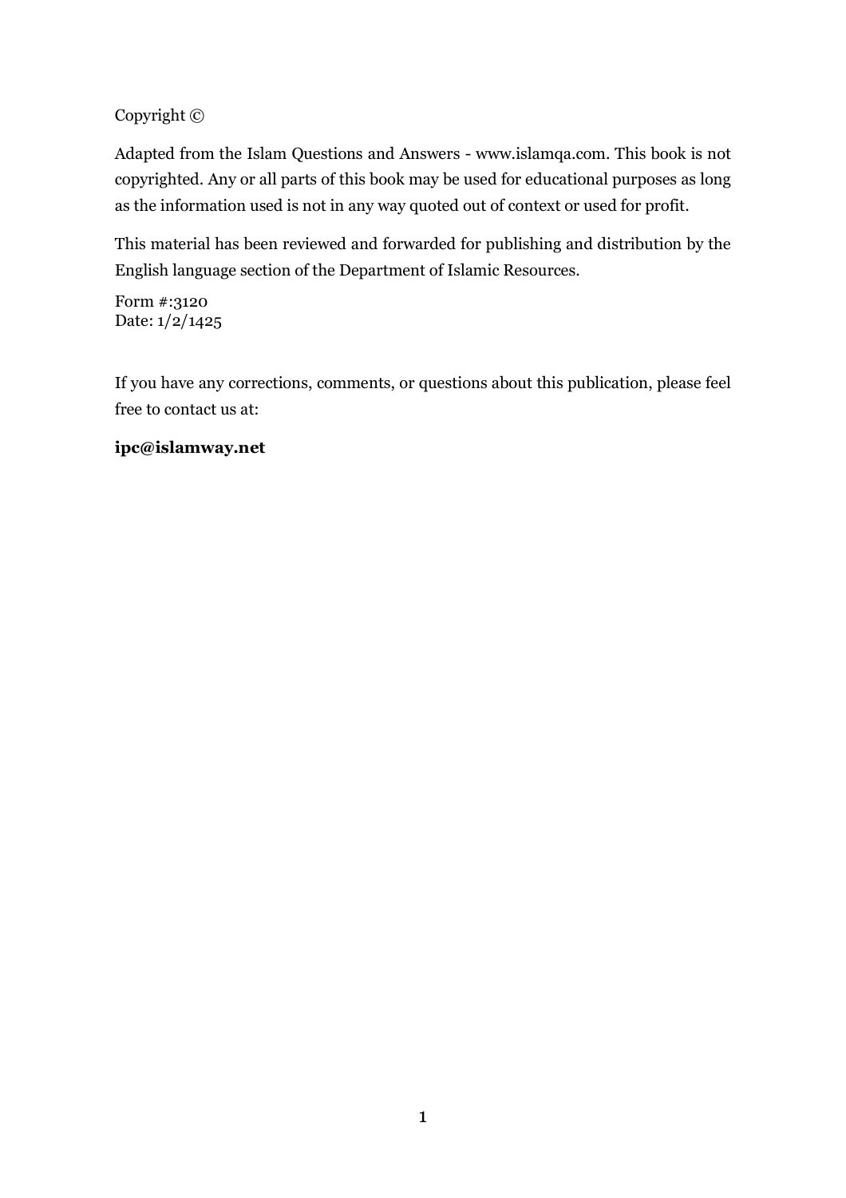Copyright ©

Adapted from the Islam Questions and Answers - www.islamqa.com. This book is not copyrighted. Any or all parts of this book may be used for educational purposes as long as the information used is not in any way quoted out of context or used for profit.

This material has been reviewed and forwarded for publishing and distribution by the English language section of the Department of Islamic Resources.

Form #:3120
Date: 1/2/1425

If you have any corrections, comments, or questions about this publication, please feel free to contact us at:

**ipc@islamway.net**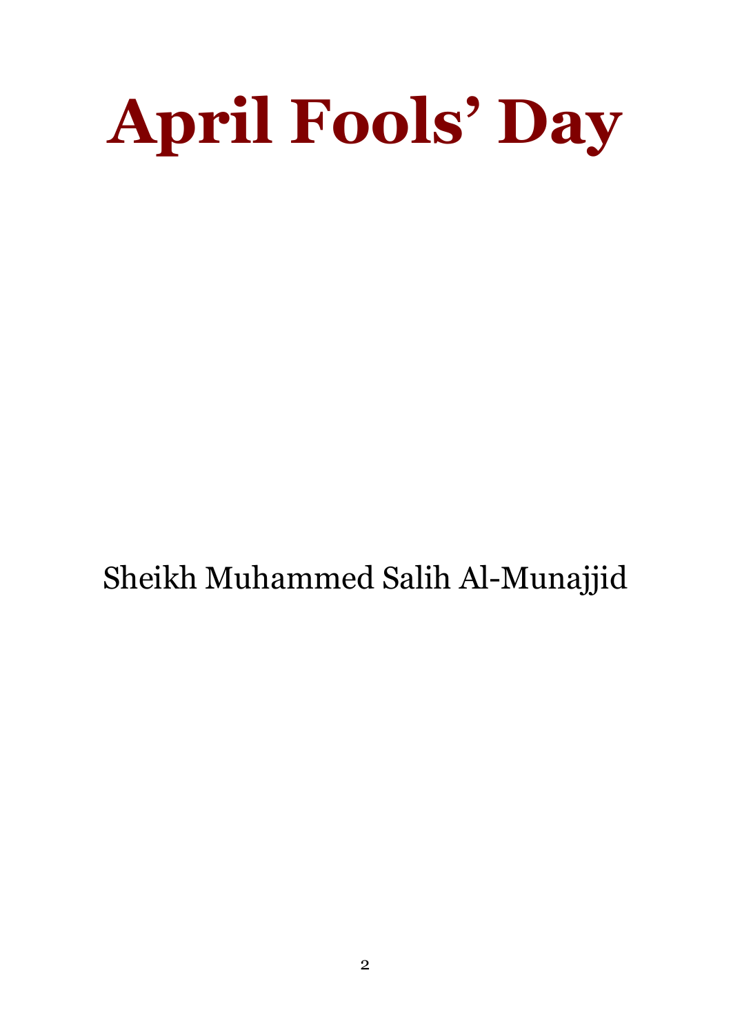# April Fools' Day

Sheikh Muhammed Salih Al-Munajjid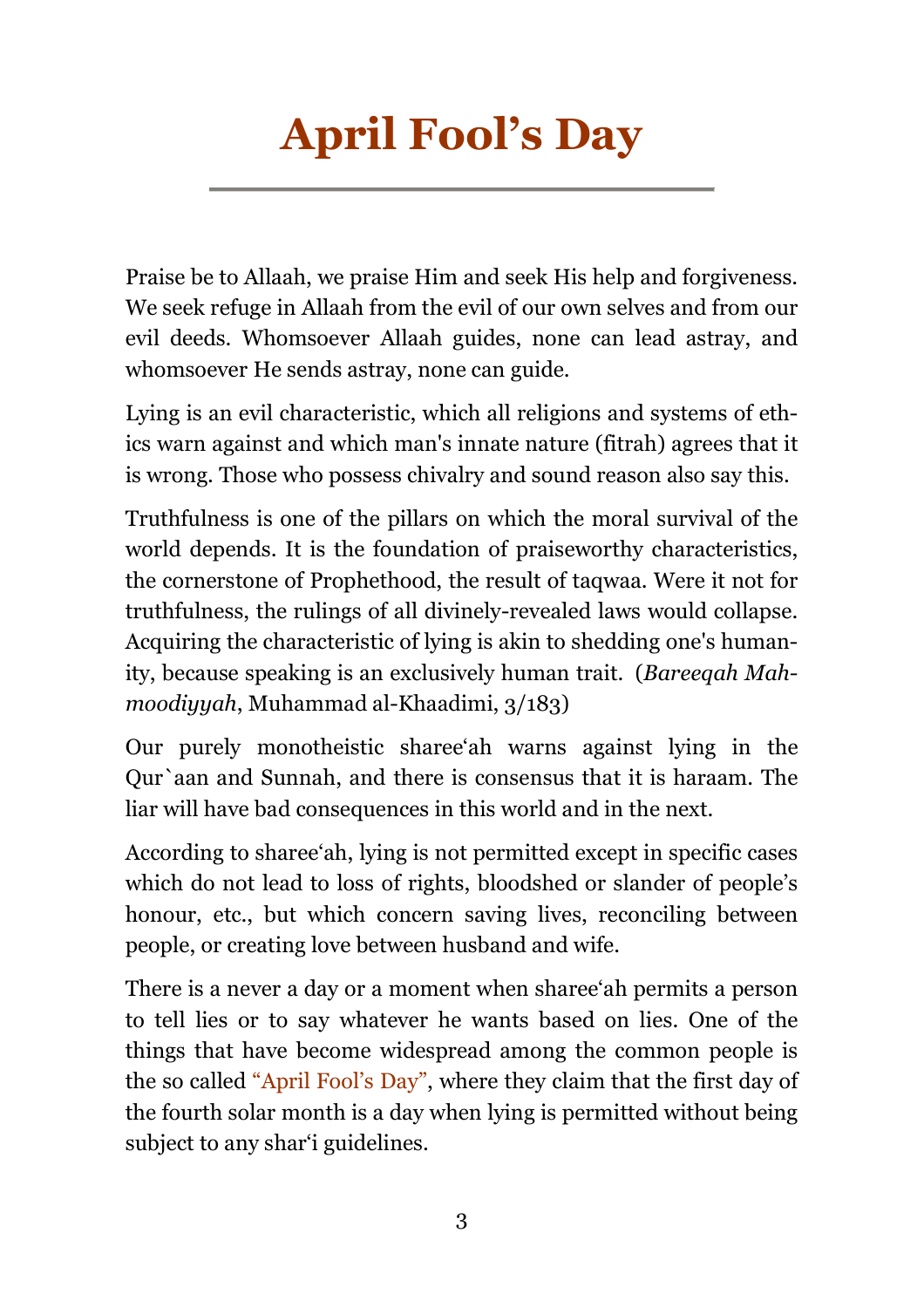# April Fool's Day

Praise be to Allaah, we praise Him and seek His help and forgiveness. We seek refuge in Allaah from the evil of our own selves and from our evil deeds. Whomsoever Allaah guides, none can lead astray, and whomsoever He sends astray, none can guide.

Lying is an evil characteristic, which all religions and systems of ethics warn against and which man's innate nature (fitrah) agrees that it is wrong. Those who possess chivalry and sound reason also say this.

Truthfulness is one of the pillars on which the moral survival of the world depends. It is the foundation of praiseworthy characteristics, the cornerstone of Prophethood, the result of taqwaa. Were it not for truthfulness, the rulings of all divinely-revealed laws would collapse. Acquiring the characteristic of lying is akin to shedding one's humanity, because speaking is an exclusively human trait. (*Bareeqah Mahmoodiyyah*, Muhammad al-Khaadimi, 3/183)

Our purely monotheistic sharee'ah warns against lying in the Qur`aan and Sunnah, and there is consensus that it is haraam. The liar will have bad consequences in this world and in the next.

According to sharee'ah, lying is not permitted except in specific cases which do not lead to loss of rights, bloodshed or slander of people's honour, etc., but which concern saving lives, reconciling between people, or creating love between husband and wife.

There is a never a day or a moment when sharee'ah permits a person to tell lies or to say whatever he wants based on lies. One of the things that have become widespread among the common people is the so called "April Fool's Day", where they claim that the first day of the fourth solar month is a day when lying is permitted without being subject to any shar'i guidelines.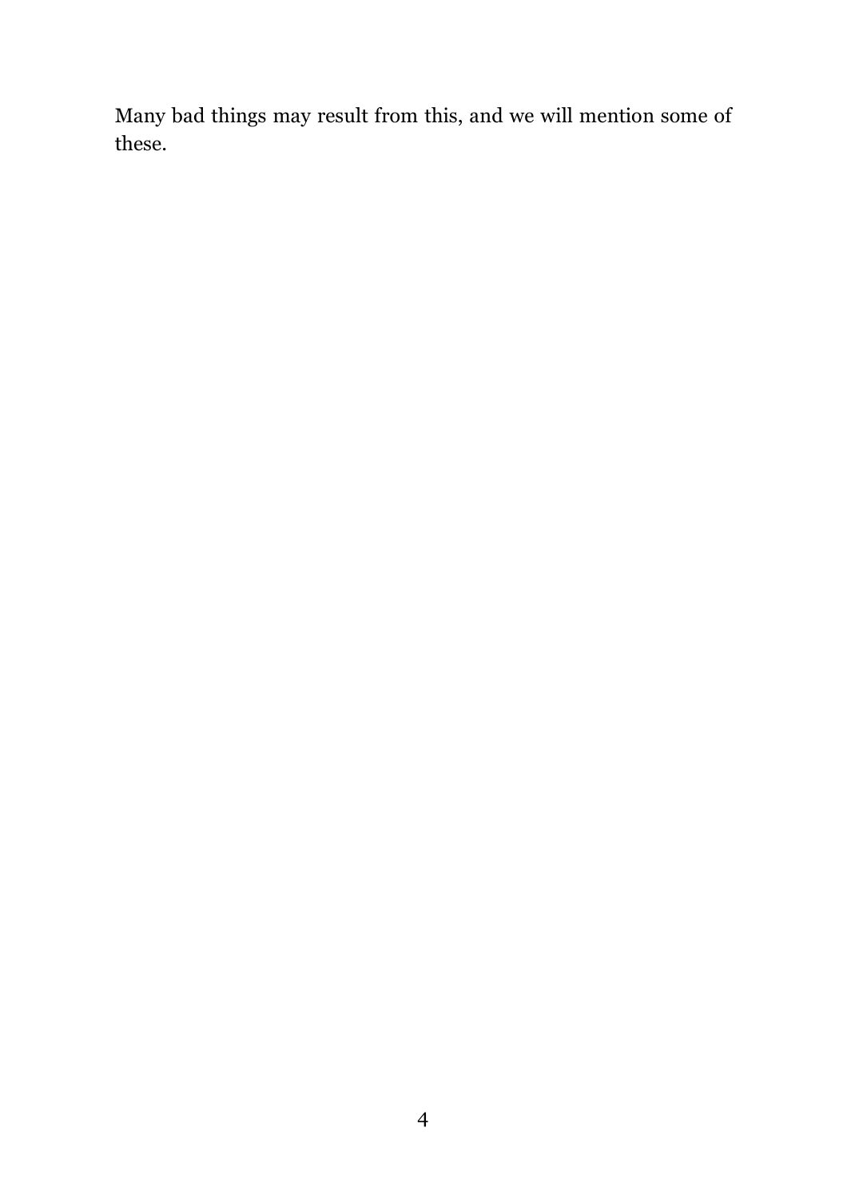Many bad things may result from this, and we will mention some of these.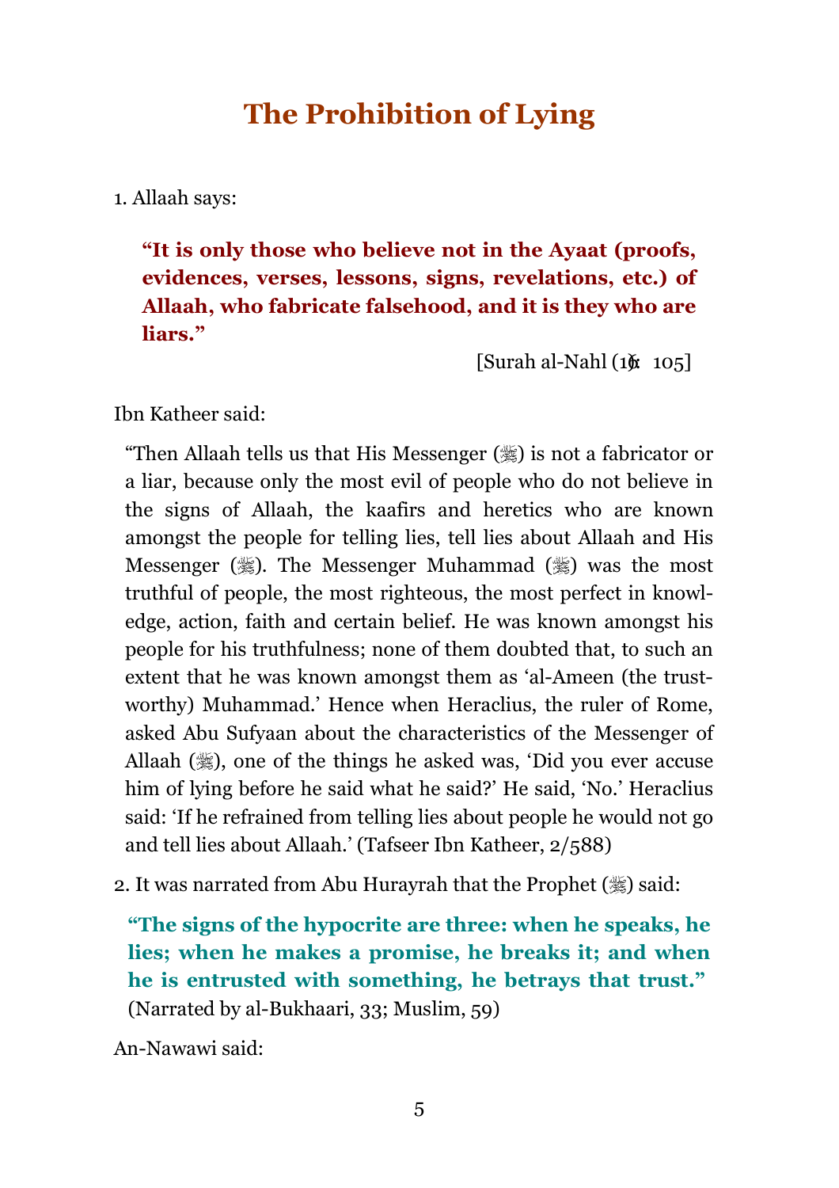# The Prohibition of Lying

1. Allaah says:

> **"It is only those who believe not in the Ayaat (proofs, evidences, verses, lessons, signs, revelations, etc.) of Allaah, who fabricate falsehood, and it is they who are liars."**
>
> [Surah al-Nahl (16): 105]

Ibn Katheer said:

> "Then Allaah tells us that His Messenger (ﷺ) is not a fabricator or a liar, because only the most evil of people who do not believe in the signs of Allaah, the kaafirs and heretics who are known amongst the people for telling lies, tell lies about Allaah and His Messenger (ﷺ). The Messenger Muhammad (ﷺ) was the most truthful of people, the most righteous, the most perfect in knowledge, action, faith and certain belief. He was known amongst his people for his truthfulness; none of them doubted that, to such an extent that he was known amongst them as 'al-Ameen (the trustworthy) Muhammad.' Hence when Heraclius, the ruler of Rome, asked Abu Sufyaan about the characteristics of the Messenger of Allaah (ﷺ), one of the things he asked was, 'Did you ever accuse him of lying before he said what he said?' He said, 'No.' Heraclius said: 'If he refrained from telling lies about people he would not go and tell lies about Allaah.' (Tafseer Ibn Katheer, 2/588)

2. It was narrated from Abu Hurayrah that the Prophet (ﷺ) said:

> **"The signs of the hypocrite are three: when he speaks, he lies; when he makes a promise, he breaks it; and when he is entrusted with something, he betrays that trust."** (Narrated by al-Bukhaari, 33; Muslim, 59)

An-Nawawi said: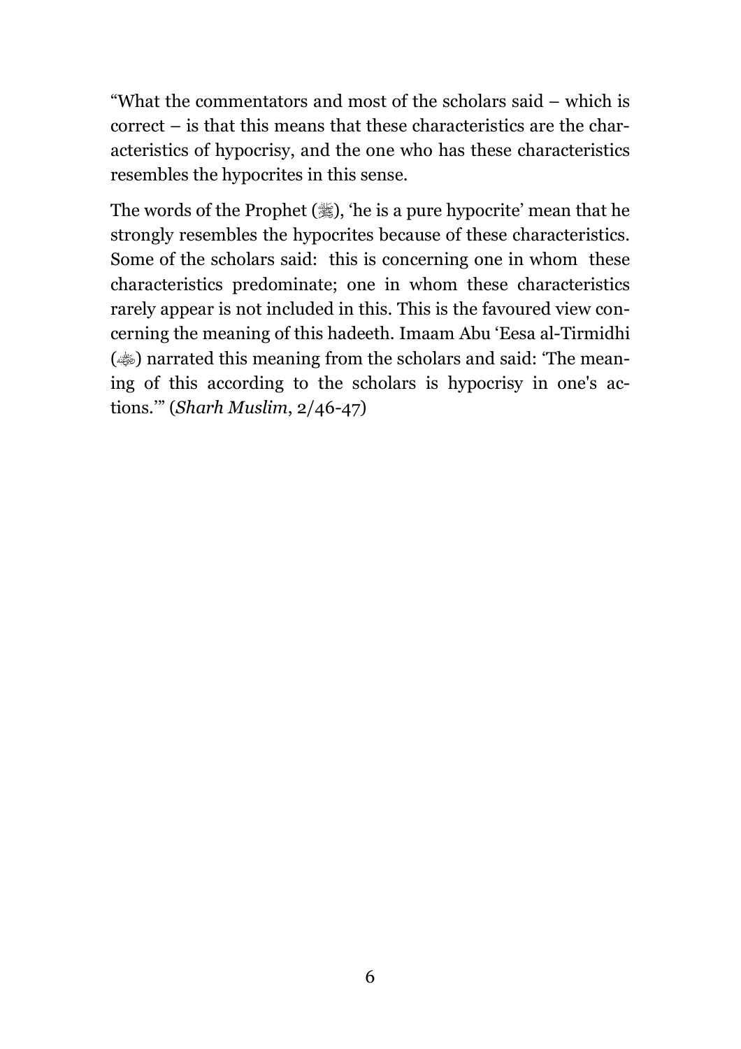"What the commentators and most of the scholars said – which is correct – is that this means that these characteristics are the characteristics of hypocrisy, and the one who has these characteristics resembles the hypocrites in this sense.

The words of the Prophet (ﷺ), 'he is a pure hypocrite' mean that he strongly resembles the hypocrites because of these characteristics. Some of the scholars said: this is concerning one in whom these characteristics predominate; one in whom these characteristics rarely appear is not included in this. This is the favoured view concerning the meaning of this hadeeth. Imaam Abu 'Eesa al-Tirmidhi (رحمه الله) narrated this meaning from the scholars and said: 'The meaning of this according to the scholars is hypocrisy in one's actions.'" (*Sharh Muslim*, 2/46-47)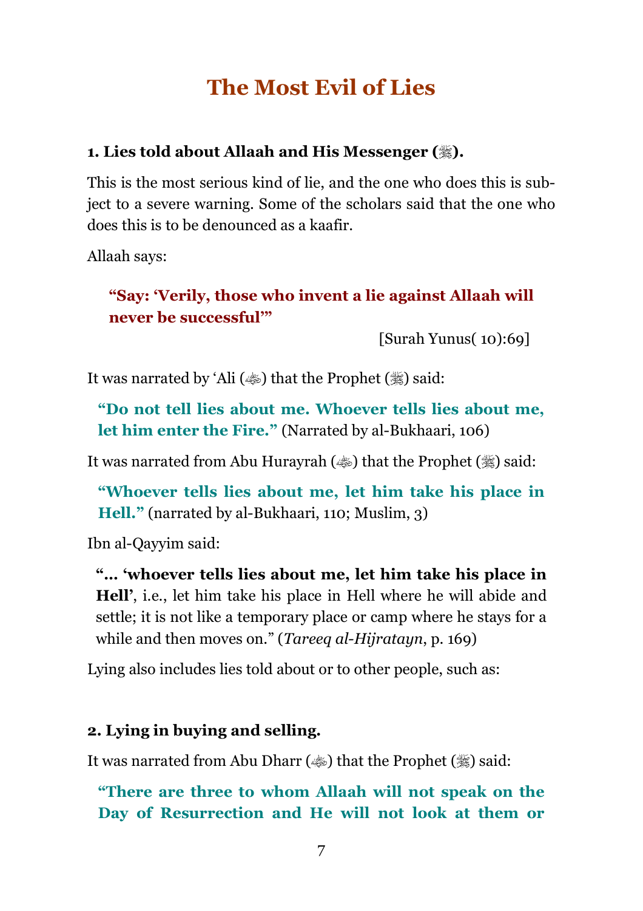# The Most Evil of Lies

**1. Lies told about Allaah and His Messenger (ﷺ).**

This is the most serious kind of lie, and the one who does this is subject to a severe warning. Some of the scholars said that the one who does this is to be denounced as a kaafir.

Allaah says:

> **"Say: 'Verily, those who invent a lie against Allaah will never be successful'"**
>
> [Surah Yunus( 10):69]

It was narrated by 'Ali (ﷺ) that the Prophet (ﷺ) said:

> **"Do not tell lies about me. Whoever tells lies about me, let him enter the Fire."** (Narrated by al-Bukhaari, 106)

It was narrated from Abu Hurayrah (ﷺ) that the Prophet (ﷺ) said:

> **"Whoever tells lies about me, let him take his place in Hell."** (narrated by al-Bukhaari, 110; Muslim, 3)

Ibn al-Qayyim said:

> "… **'whoever tells lies about me, let him take his place in Hell'**, i.e., let him take his place in Hell where he will abide and settle; it is not like a temporary place or camp where he stays for a while and then moves on." (*Tareeq al-Hijratayn*, p. 169)

Lying also includes lies told about or to other people, such as:

**2. Lying in buying and selling.**

It was narrated from Abu Dharr (ﷺ) that the Prophet (ﷺ) said:

> **"There are three to whom Allaah will not speak on the Day of Resurrection and He will not look at them or**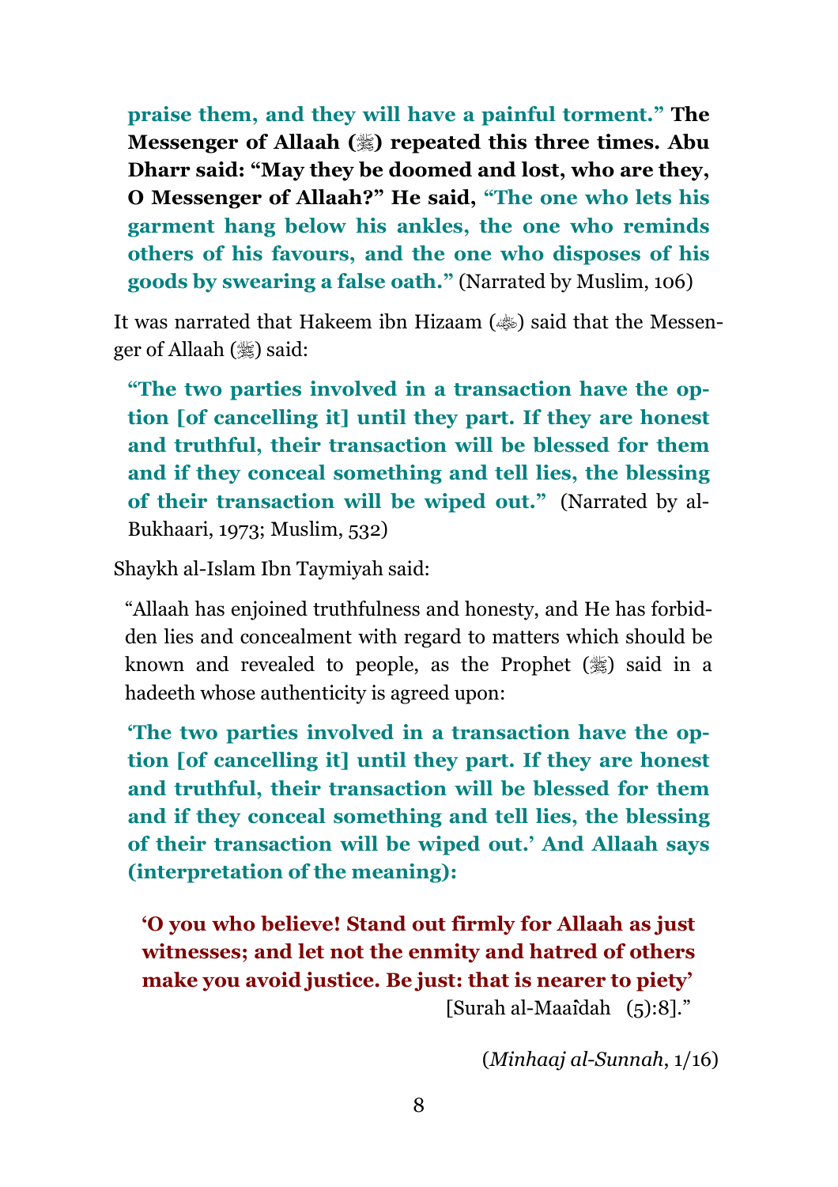**praise them, and they will have a painful torment." The Messenger of Allaah (ﷺ) repeated this three times. Abu Dharr said: "May they be doomed and lost, who are they, O Messenger of Allaah?" He said, "The one who lets his garment hang below his ankles, the one who reminds others of his favours, and the one who disposes of his goods by swearing a false oath."** (Narrated by Muslim, 106)

It was narrated that Hakeem ibn Hizaam (﵁) said that the Messenger of Allaah (ﷺ) said:

> **"The two parties involved in a transaction have the option [of cancelling it] until they part. If they are honest and truthful, their transaction will be blessed for them and if they conceal something and tell lies, the blessing of their transaction will be wiped out."** (Narrated by al-Bukhaari, 1973; Muslim, 532)

Shaykh al-Islam Ibn Taymiyah said:

> "Allaah has enjoined truthfulness and honesty, and He has forbidden lies and concealment with regard to matters which should be known and revealed to people, as the Prophet (ﷺ) said in a hadeeth whose authenticity is agreed upon:
>
> **'The two parties involved in a transaction have the option [of cancelling it] until they part. If they are honest and truthful, their transaction will be blessed for them and if they conceal something and tell lies, the blessing of their transaction will be wiped out.' And Allaah says (interpretation of the meaning):**
>
> **'O you who believe! Stand out firmly for Allaah as just witnesses; and let not the enmity and hatred of others make you avoid justice. Be just: that is nearer to piety'** [Surah al-Maaîdah (5):8]."
>
> (*Minhaaj al-Sunnah*, 1/16)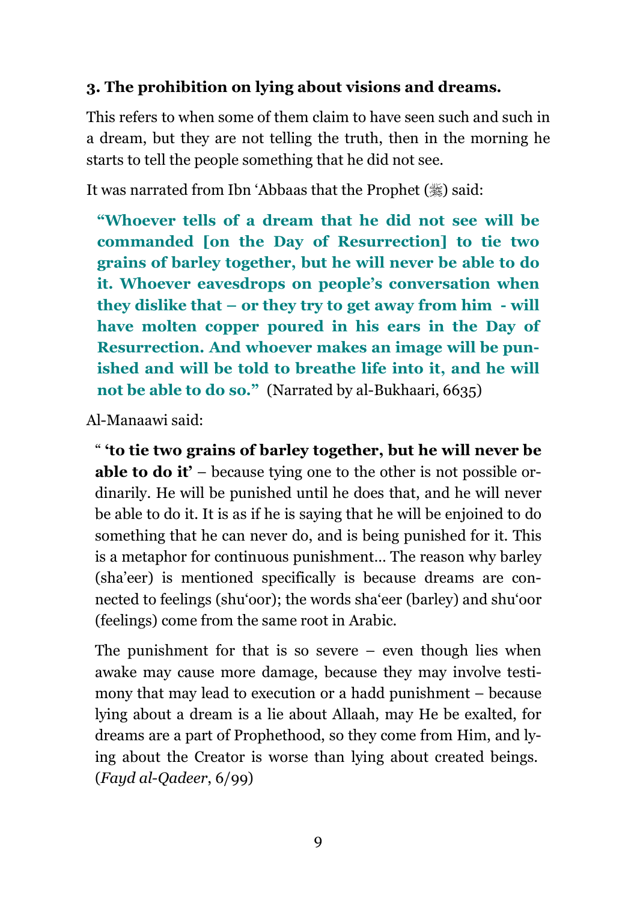**3. The prohibition on lying about visions and dreams.**

This refers to when some of them claim to have seen such and such in a dream, but they are not telling the truth, then in the morning he starts to tell the people something that he did not see.

It was narrated from Ibn 'Abbaas that the Prophet (ﷺ) said:

> **"Whoever tells of a dream that he did not see will be commanded [on the Day of Resurrection] to tie two grains of barley together, but he will never be able to do it. Whoever eavesdrops on people's conversation when they dislike that – or they try to get away from him - will have molten copper poured in his ears in the Day of Resurrection. And whoever makes an image will be punished and will be told to breathe life into it, and he will not be able to do so."** (Narrated by al-Bukhaari, 6635)

Al-Manaawi said:

> " **'to tie two grains of barley together, but he will never be able to do it'** – because tying one to the other is not possible ordinarily. He will be punished until he does that, and he will never be able to do it. It is as if he is saying that he will be enjoined to do something that he can never do, and is being punished for it. This is a metaphor for continuous punishment… The reason why barley (sha'eer) is mentioned specifically is because dreams are connected to feelings (shu'oor); the words sha'eer (barley) and shu'oor (feelings) come from the same root in Arabic.
>
> The punishment for that is so severe – even though lies when awake may cause more damage, because they may involve testimony that may lead to execution or a hadd punishment – because lying about a dream is a lie about Allaah, may He be exalted, for dreams are a part of Prophethood, so they come from Him, and lying about the Creator is worse than lying about created beings. (*Fayd al-Qadeer*, 6/99)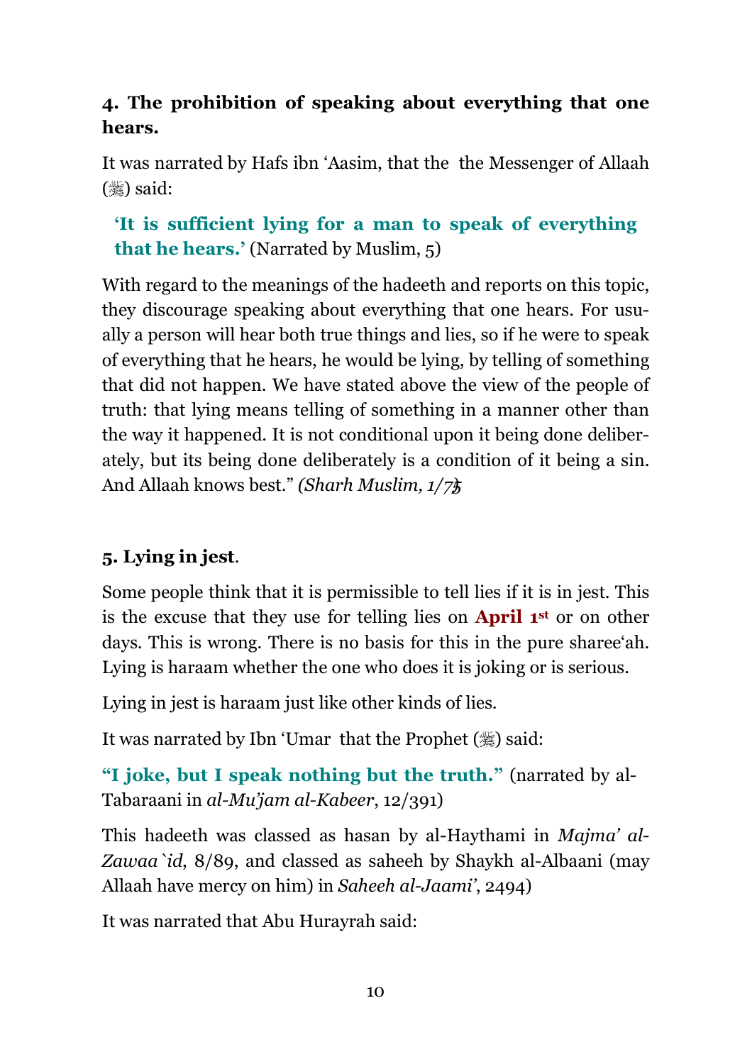**4. The prohibition of speaking about everything that one hears.**

It was narrated by Hafs ibn ‘Aasim, that the  the Messenger of Allaah (ﷺ) said:

> **‘It is sufficient lying for a man to speak of everything that he hears.’** (Narrated by Muslim, 5)

With regard to the meanings of the hadeeth and reports on this topic, they discourage speaking about everything that one hears. For usually a person will hear both true things and lies, so if he were to speak of everything that he hears, he would be lying, by telling of something that did not happen. We have stated above the view of the people of truth: that lying means telling of something in a manner other than the way it happened. It is not conditional upon it being done deliberately, but its being done deliberately is a condition of it being a sin. And Allaah knows best.” *(Sharh Muslim, 1/75)*

**5. Lying in jest**.

Some people think that it is permissible to tell lies if it is in jest. This is the excuse that they use for telling lies on **April 1st** or on other days. This is wrong. There is no basis for this in the pure sharee‘ah. Lying is haraam whether the one who does it is joking or is serious.

Lying in jest is haraam just like other kinds of lies.

It was narrated by Ibn ‘Umar  that the Prophet (ﷺ) said:

**“I joke, but I speak nothing but the truth.”** (narrated by al-Tabaraani in *al-Mu’jam al-Kabeer*, 12/391)

This hadeeth was classed as hasan by al-Haythami in *Majma’ al-Zawaa`id*, 8/89, and classed as saheeh by Shaykh al-Albaani (may Allaah have mercy on him) in *Saheeh al-Jaami’*, 2494)

It was narrated that Abu Hurayrah said: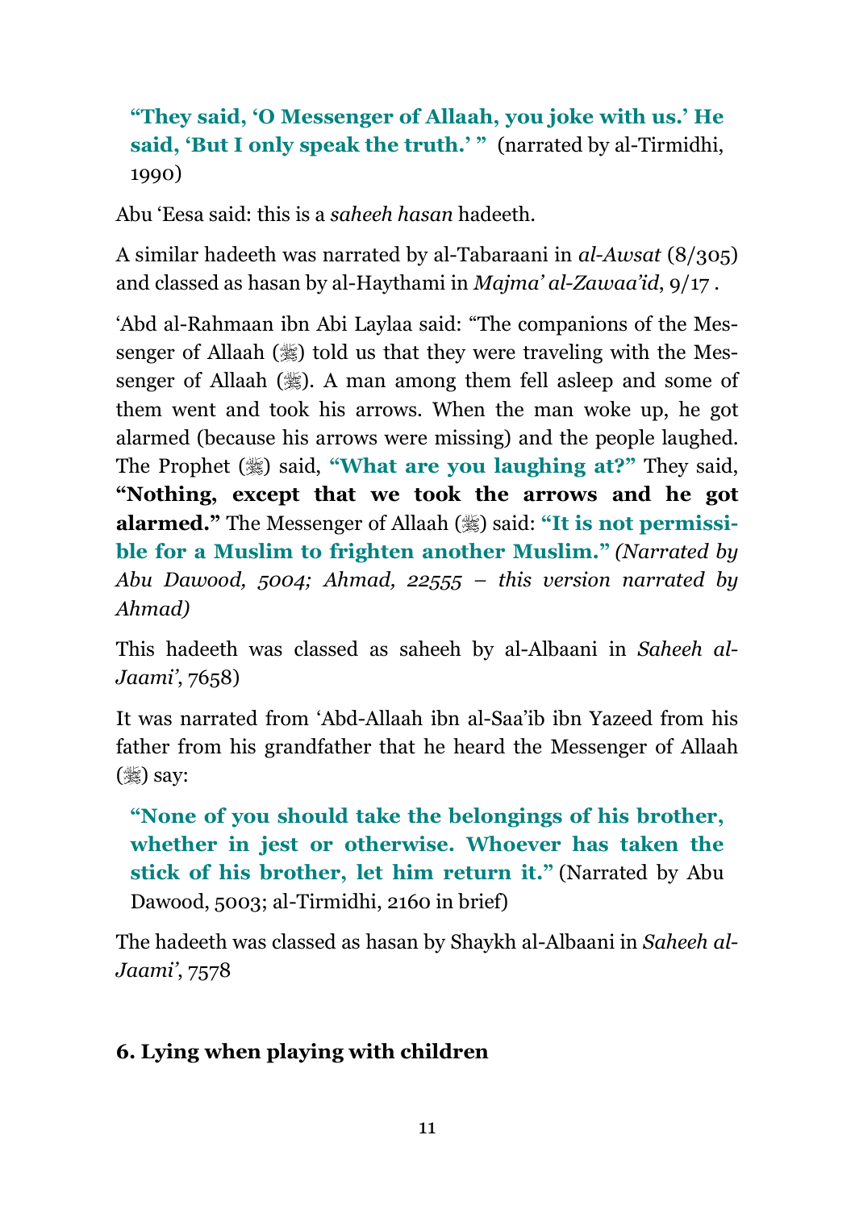> **"They said, 'O Messenger of Allaah, you joke with us.' He said, 'But I only speak the truth.' "** (narrated by al-Tirmidhi, 1990)

Abu 'Eesa said: this is a *saheeh hasan* hadeeth.

A similar hadeeth was narrated by al-Tabaraani in *al-Awsat* (8/305) and classed as hasan by al-Haythami in *Majma' al-Zawaa'id*, 9/17 .

'Abd al-Rahmaan ibn Abi Laylaa said: "The companions of the Messenger of Allaah (ﷺ) told us that they were traveling with the Messenger of Allaah (ﷺ). A man among them fell asleep and some of them went and took his arrows. When the man woke up, he got alarmed (because his arrows were missing) and the people laughed. The Prophet (ﷺ) said, **"What are you laughing at?"** They said, **"Nothing, except that we took the arrows and he got alarmed."** The Messenger of Allaah (ﷺ) said: **"It is not permissible for a Muslim to frighten another Muslim."** *(Narrated by Abu Dawood, 5004; Ahmad, 22555 – this version narrated by Ahmad)*

This hadeeth was classed as saheeh by al-Albaani in *Saheeh al-Jaami'*, 7658)

It was narrated from 'Abd-Allaah ibn al-Saa'ib ibn Yazeed from his father from his grandfather that he heard the Messenger of Allaah (ﷺ) say:

> **"None of you should take the belongings of his brother, whether in jest or otherwise. Whoever has taken the stick of his brother, let him return it."** (Narrated by Abu Dawood, 5003; al-Tirmidhi, 2160 in brief)

The hadeeth was classed as hasan by Shaykh al-Albaani in *Saheeh al-Jaami'*, 7578

### 6. Lying when playing with children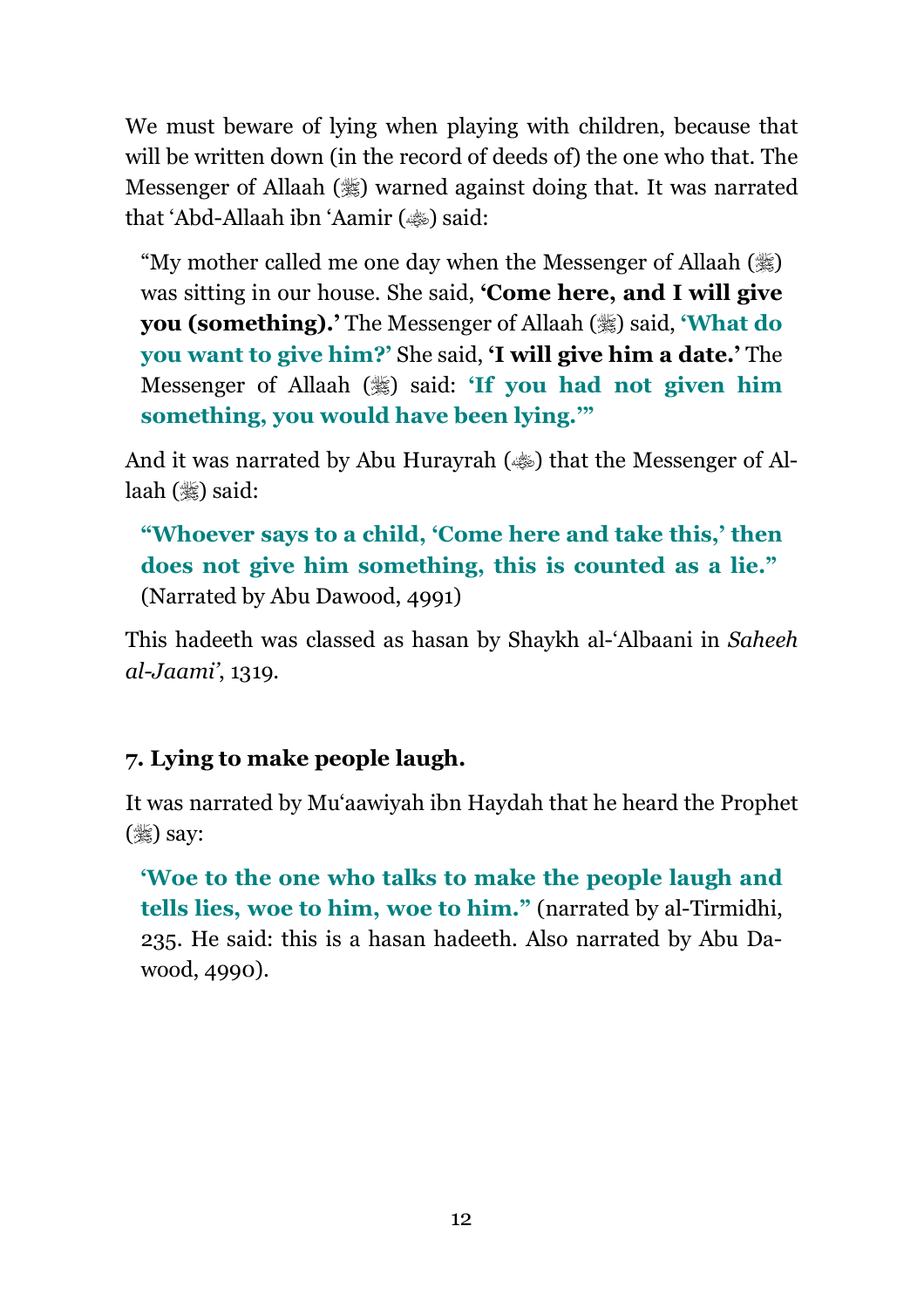We must beware of lying when playing with children, because that will be written down (in the record of deeds of) the one who that. The Messenger of Allaah (ﷺ) warned against doing that. It was narrated that ‘Abd-Allaah ibn ‘Aamir (ﷺ) said:

> “My mother called me one day when the Messenger of Allaah (ﷺ) was sitting in our house. She said, **‘Come here, and I will give you (something).’** The Messenger of Allaah (ﷺ) said, **‘What do you want to give him?’** She said, **‘I will give him a date.’** The Messenger of Allaah (ﷺ) said: **‘If you had not given him something, you would have been lying.’”**

And it was narrated by Abu Hurayrah (ﷺ) that the Messenger of Allaah (ﷺ) said:

> **“Whoever says to a child, ‘Come here and take this,’ then does not give him something, this is counted as a lie.”** (Narrated by Abu Dawood, 4991)

This hadeeth was classed as hasan by Shaykh al-‘Albaani in *Saheeh al-Jaami’*, 1319.

### 7. Lying to make people laugh.

It was narrated by Mu‘aawiyah ibn Haydah that he heard the Prophet (ﷺ) say:

> **‘Woe to the one who talks to make the people laugh and tells lies, woe to him, woe to him.”** (narrated by al-Tirmidhi, 235. He said: this is a hasan hadeeth. Also narrated by Abu Dawood, 4990).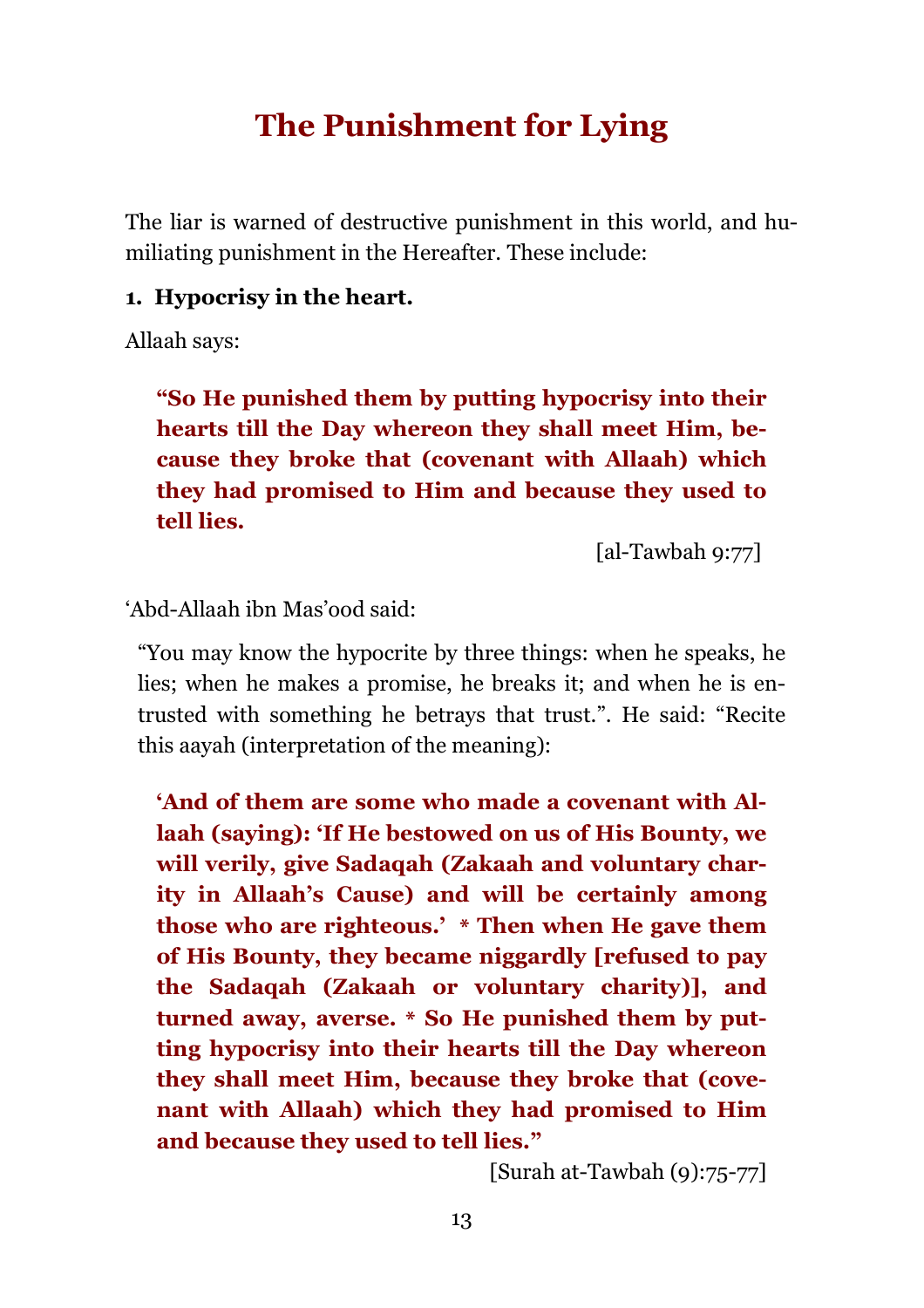# The Punishment for Lying

The liar is warned of destructive punishment in this world, and humiliating punishment in the Hereafter. These include:

**1. Hypocrisy in the heart.**

Allaah says:

> **"So He punished them by putting hypocrisy into their hearts till the Day whereon they shall meet Him, because they broke that (covenant with Allaah) which they had promised to Him and because they used to tell lies.**
>
> [al-Tawbah 9:77]

'Abd-Allaah ibn Mas'ood said:

> "You may know the hypocrite by three things: when he speaks, he lies; when he makes a promise, he breaks it; and when he is entrusted with something he betrays that trust.". He said: "Recite this aayah (interpretation of the meaning):
>
> **'And of them are some who made a covenant with Allaah (saying): 'If He bestowed on us of His Bounty, we will verily, give Sadaqah (Zakaah and voluntary charity in Allaah's Cause) and will be certainly among those who are righteous.' * Then when He gave them of His Bounty, they became niggardly [refused to pay the Sadaqah (Zakaah or voluntary charity)], and turned away, averse. * So He punished them by putting hypocrisy into their hearts till the Day whereon they shall meet Him, because they broke that (covenant with Allaah) which they had promised to Him and because they used to tell lies."**
>
> [Surah at-Tawbah (9):75-77]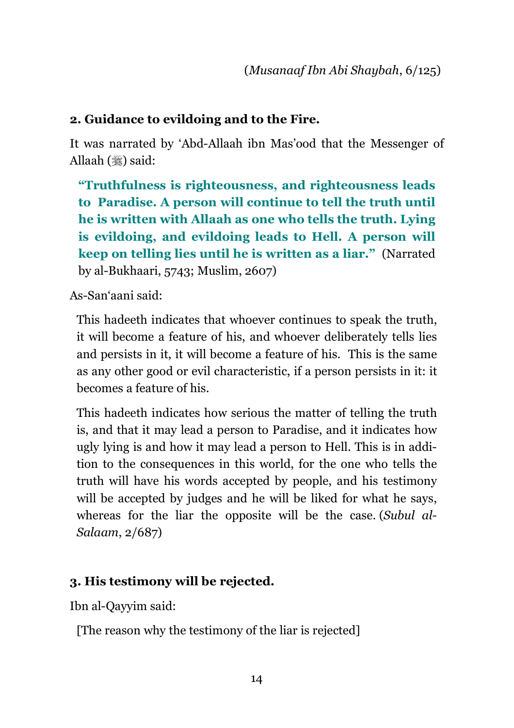(*Musanaaf Ibn Abi Shaybah*, 6/125)

**2. Guidance to evildoing and to the Fire.**

It was narrated by ‘Abd-Allaah ibn Mas’ood that the Messenger of Allaah (ﷺ) said:

> **“Truthfulness is righteousness, and righteousness leads to Paradise. A person will continue to tell the truth until he is written with Allaah as one who tells the truth. Lying is evildoing, and evildoing leads to Hell. A person will keep on telling lies until he is written as a liar.”** (Narrated by al-Bukhaari, 5743; Muslim, 2607)

As-San‘aani said:

> This hadeeth indicates that whoever continues to speak the truth, it will become a feature of his, and whoever deliberately tells lies and persists in it, it will become a feature of his. This is the same as any other good or evil characteristic, if a person persists in it: it becomes a feature of his.
>
> This hadeeth indicates how serious the matter of telling the truth is, and that it may lead a person to Paradise, and it indicates how ugly lying is and how it may lead a person to Hell. This is in addition to the consequences in this world, for the one who tells the truth will have his words accepted by people, and his testimony will be accepted by judges and he will be liked for what he says, whereas for the liar the opposite will be the case. (*Subul al-Salaam*, 2/687)

**3. His testimony will be rejected.**

Ibn al-Qayyim said:

> [The reason why the testimony of the liar is rejected]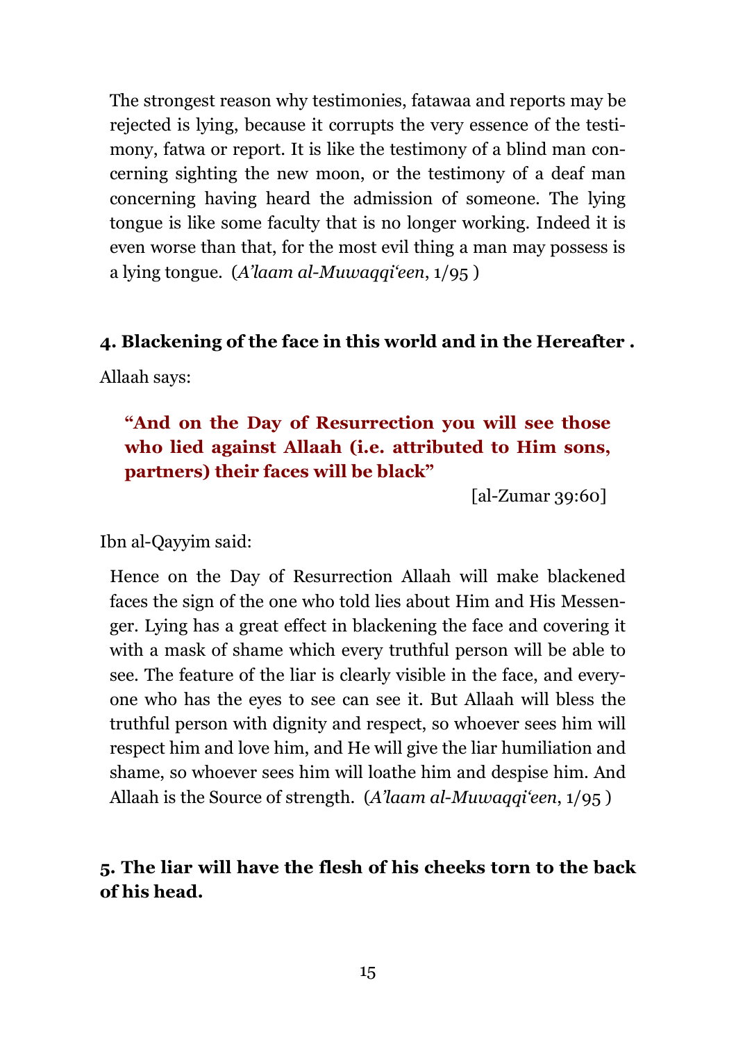> The strongest reason why testimonies, fatawaa and reports may be rejected is lying, because it corrupts the very essence of the testimony, fatwa or report. It is like the testimony of a blind man concerning sighting the new moon, or the testimony of a deaf man concerning having heard the admission of someone. The lying tongue is like some faculty that is no longer working. Indeed it is even worse than that, for the most evil thing a man may possess is a lying tongue. (*A'laam al-Muwaqqi'een*, 1/95 )

#### 4. Blackening of the face in this world and in the Hereafter .

Allaah says:

> **"And on the Day of Resurrection you will see those who lied against Allaah (i.e. attributed to Him sons, partners) their faces will be black"**
>
> [al-Zumar 39:60]

Ibn al-Qayyim said:

> Hence on the Day of Resurrection Allaah will make blackened faces the sign of the one who told lies about Him and His Messenger. Lying has a great effect in blackening the face and covering it with a mask of shame which every truthful person will be able to see. The feature of the liar is clearly visible in the face, and everyone who has the eyes to see can see it. But Allaah will bless the truthful person with dignity and respect, so whoever sees him will respect him and love him, and He will give the liar humiliation and shame, so whoever sees him will loathe him and despise him. And Allaah is the Source of strength. (*A'laam al-Muwaqqi'een*, 1/95 )

#### 5. The liar will have the flesh of his cheeks torn to the back of his head.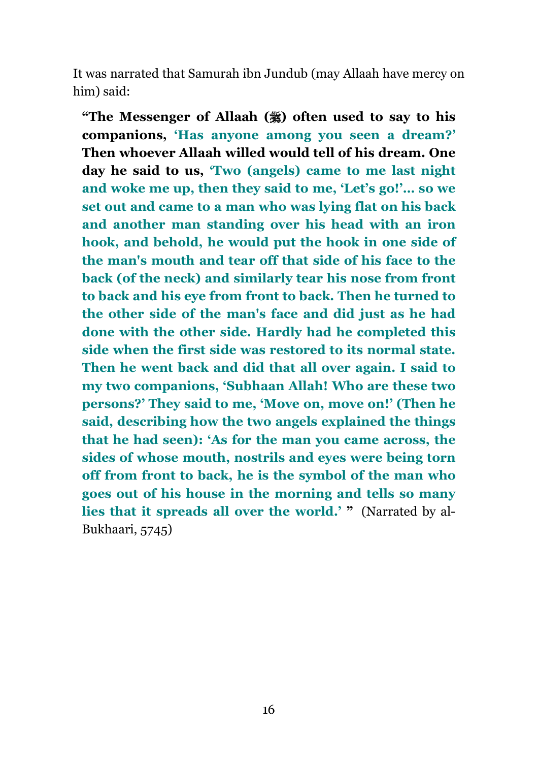It was narrated that Samurah ibn Jundub (may Allaah have mercy on him) said:

> **"The Messenger of Allaah (ﷺ) often used to say to his companions, 'Has anyone among you seen a dream?' Then whoever Allaah willed would tell of his dream. One day he said to us, 'Two (angels) came to me last night and woke me up, then they said to me, 'Let's go!'... so we set out and came to a man who was lying flat on his back and another man standing over his head with an iron hook, and behold, he would put the hook in one side of the man's mouth and tear off that side of his face to the back (of the neck) and similarly tear his nose from front to back and his eye from front to back. Then he turned to the other side of the man's face and did just as he had done with the other side. Hardly had he completed this side when the first side was restored to its normal state. Then he went back and did that all over again. I said to my two companions, 'Subhaan Allah! Who are these two persons?' They said to me, 'Move on, move on!' (Then he said, describing how the two angels explained the things that he had seen): 'As for the man you came across, the sides of whose mouth, nostrils and eyes were being torn off from front to back, he is the symbol of the man who goes out of his house in the morning and tells so many lies that it spreads all over the world.' "** (Narrated by al-Bukhaari, 5745)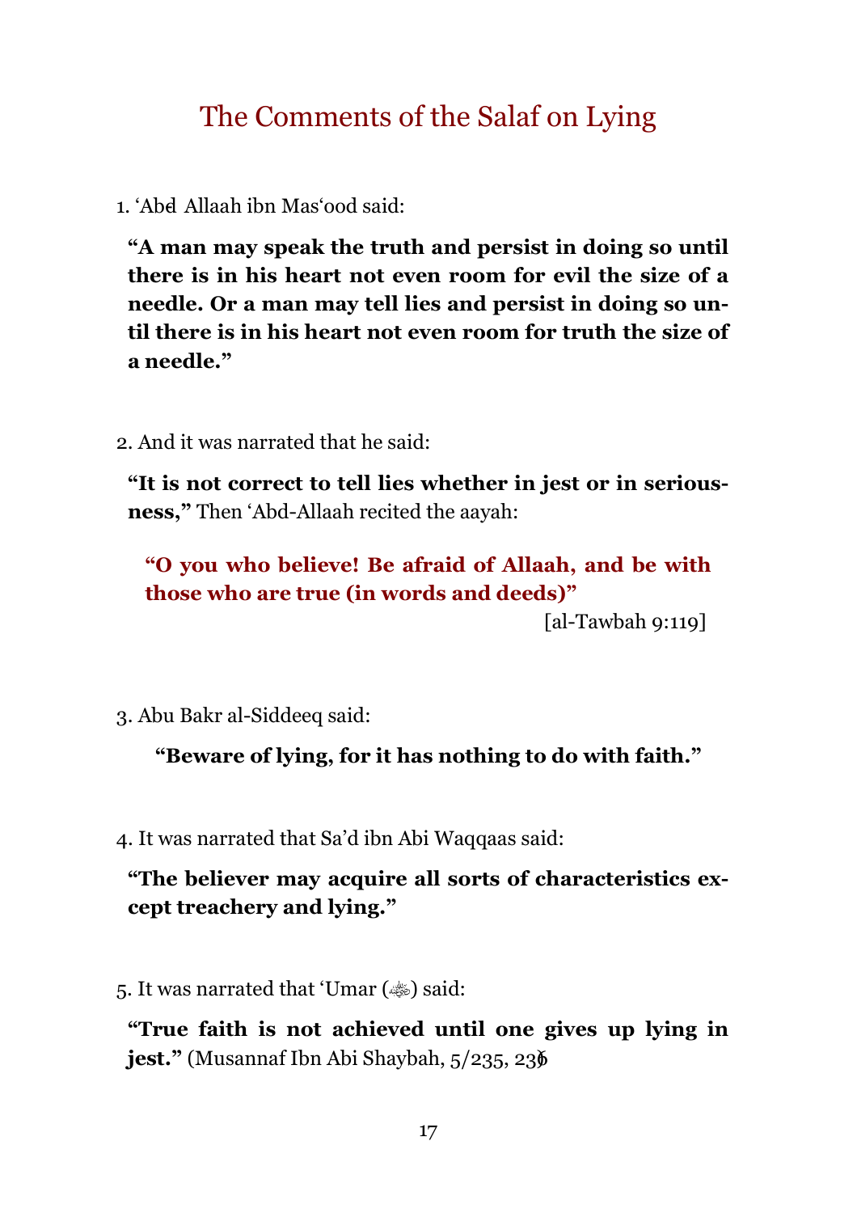# The Comments of the Salaf on Lying

1. ‘Abd Allaah ibn Mas‘ood said:

**“A man may speak the truth and persist in doing so until there is in his heart not even room for evil the size of a needle. Or a man may tell lies and persist in doing so until there is in his heart not even room for truth the size of a needle.”**

2. And it was narrated that he said:

**“It is not correct to tell lies whether in jest or in seriousness,”** Then ‘Abd-Allaah recited the aayah:

> **“O you who believe! Be afraid of Allaah, and be with those who are true (in words and deeds)”**
>
> [al-Tawbah 9:119]

3. Abu Bakr al-Siddeeq said:

**“Beware of lying, for it has nothing to do with faith.”**

4. It was narrated that Sa’d ibn Abi Waqqaas said:

**“The believer may acquire all sorts of characteristics except treachery and lying.”**

5. It was narrated that ‘Umar (ﷺ) said:

**“True faith is not achieved until one gives up lying in jest.”** (Musannaf Ibn Abi Shaybah, 5/235, 236)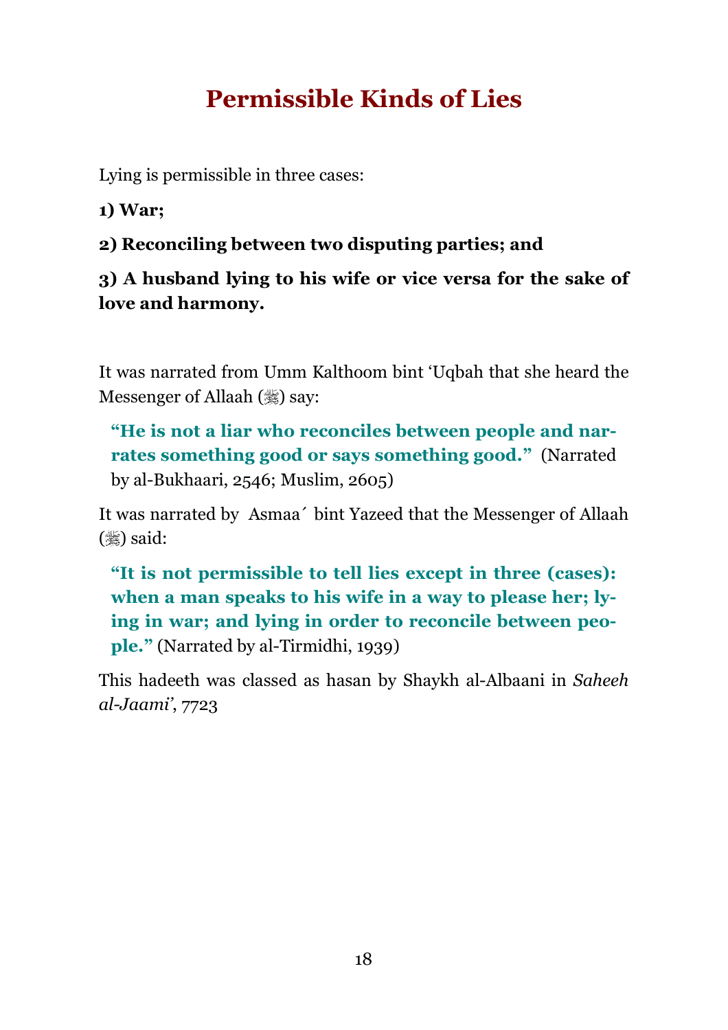# Permissible Kinds of Lies

Lying is permissible in three cases:

**1) War;**

**2) Reconciling between two disputing parties; and**

**3) A husband lying to his wife or vice versa for the sake of love and harmony.**

It was narrated from Umm Kalthoom bint 'Uqbah that she heard the Messenger of Allaah (ﷺ) say:

> **"He is not a liar who reconciles between people and narrates something good or says something good."** (Narrated by al-Bukhaari, 2546; Muslim, 2605)

It was narrated by Asmaa´ bint Yazeed that the Messenger of Allaah (ﷺ) said:

> **"It is not permissible to tell lies except in three (cases): when a man speaks to his wife in a way to please her; lying in war; and lying in order to reconcile between people."** (Narrated by al-Tirmidhi, 1939)

This hadeeth was classed as hasan by Shaykh al-Albaani in *Saheeh al-Jaami'*, 7723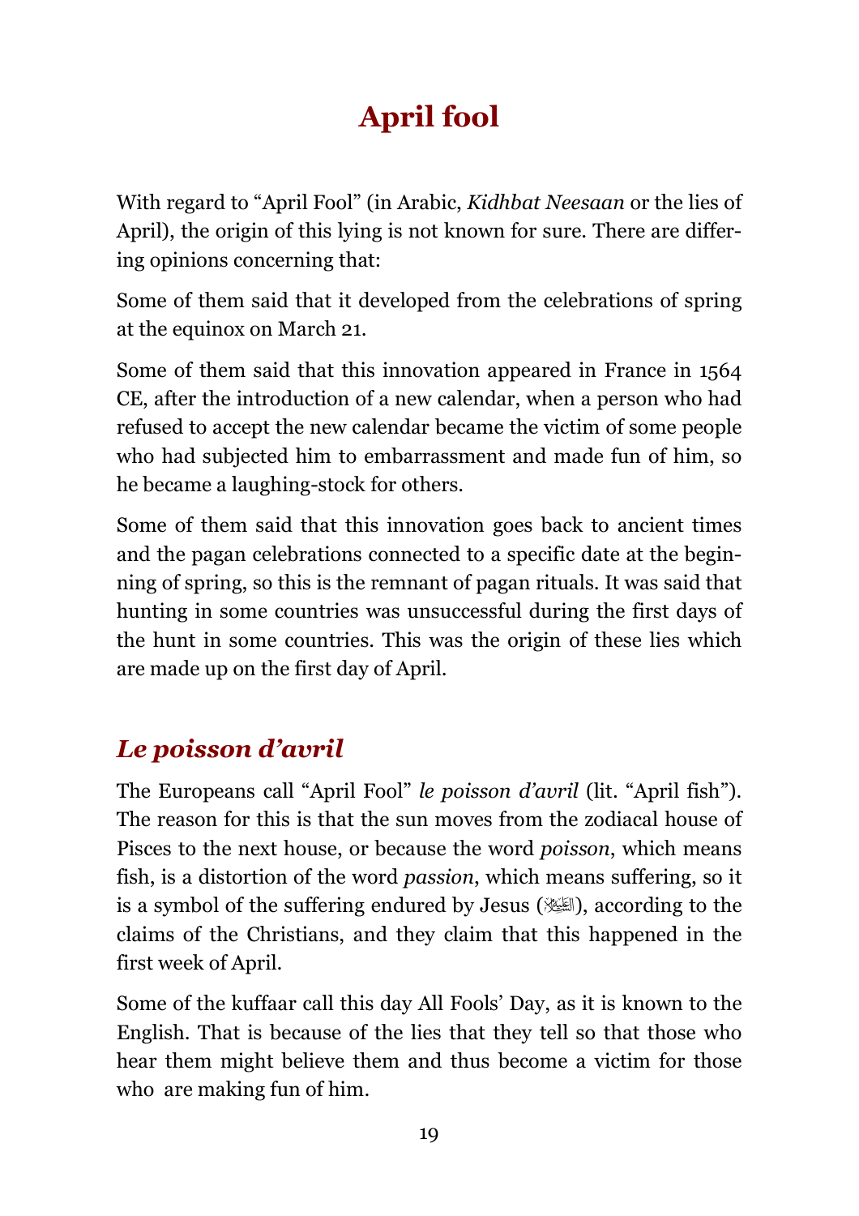# April fool

With regard to "April Fool" (in Arabic, *Kidhbat Neesaan* or the lies of April), the origin of this lying is not known for sure. There are differing opinions concerning that:

Some of them said that it developed from the celebrations of spring at the equinox on March 21.

Some of them said that this innovation appeared in France in 1564 CE, after the introduction of a new calendar, when a person who had refused to accept the new calendar became the victim of some people who had subjected him to embarrassment and made fun of him, so he became a laughing-stock for others.

Some of them said that this innovation goes back to ancient times and the pagan celebrations connected to a specific date at the beginning of spring, so this is the remnant of pagan rituals. It was said that hunting in some countries was unsuccessful during the first days of the hunt in some countries. This was the origin of these lies which are made up on the first day of April.

## *Le poisson d'avril*

The Europeans call "April Fool" *le poisson d'avril* (lit. "April fish"). The reason for this is that the sun moves from the zodiacal house of Pisces to the next house, or because the word *poisson*, which means fish, is a distortion of the word *passion*, which means suffering, so it is a symbol of the suffering endured by Jesus (عليه السلام), according to the claims of the Christians, and they claim that this happened in the first week of April.

Some of the kuffaar call this day All Fools' Day, as it is known to the English. That is because of the lies that they tell so that those who hear them might believe them and thus become a victim for those who are making fun of him.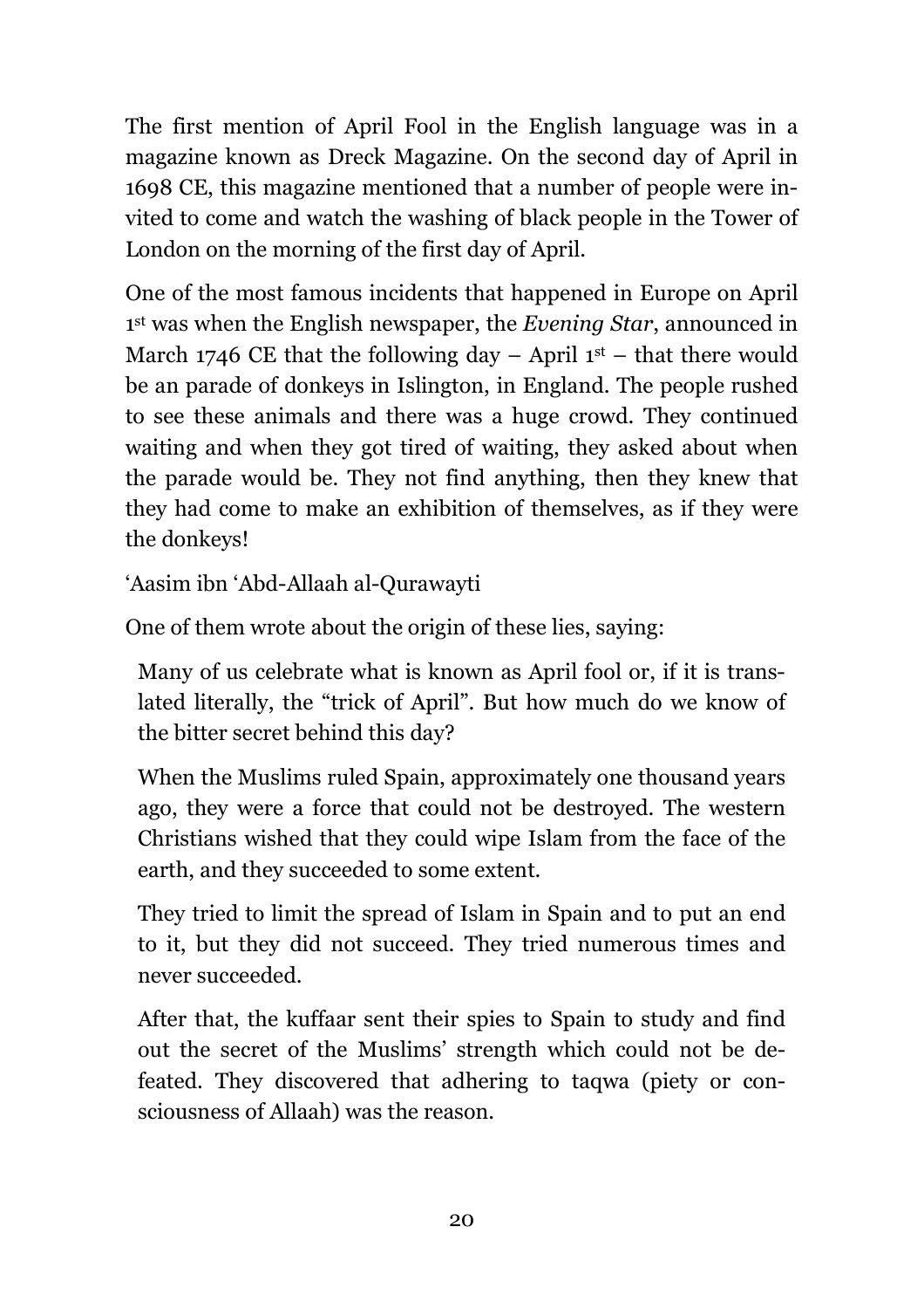The first mention of April Fool in the English language was in a magazine known as Dreck Magazine. On the second day of April in 1698 CE, this magazine mentioned that a number of people were invited to come and watch the washing of black people in the Tower of London on the morning of the first day of April.

One of the most famous incidents that happened in Europe on April 1st was when the English newspaper, the *Evening Star*, announced in March 1746 CE that the following day – April 1st – that there would be an parade of donkeys in Islington, in England. The people rushed to see these animals and there was a huge crowd. They continued waiting and when they got tired of waiting, they asked about when the parade would be. They not find anything, then they knew that they had come to make an exhibition of themselves, as if they were the donkeys!

'Aasim ibn 'Abd-Allaah al-Qurawayti

One of them wrote about the origin of these lies, saying:

> Many of us celebrate what is known as April fool or, if it is translated literally, the "trick of April". But how much do we know of the bitter secret behind this day?
>
> When the Muslims ruled Spain, approximately one thousand years ago, they were a force that could not be destroyed. The western Christians wished that they could wipe Islam from the face of the earth, and they succeeded to some extent.
>
> They tried to limit the spread of Islam in Spain and to put an end to it, but they did not succeed. They tried numerous times and never succeeded.
>
> After that, the kuffaar sent their spies to Spain to study and find out the secret of the Muslims' strength which could not be defeated. They discovered that adhering to taqwa (piety or consciousness of Allaah) was the reason.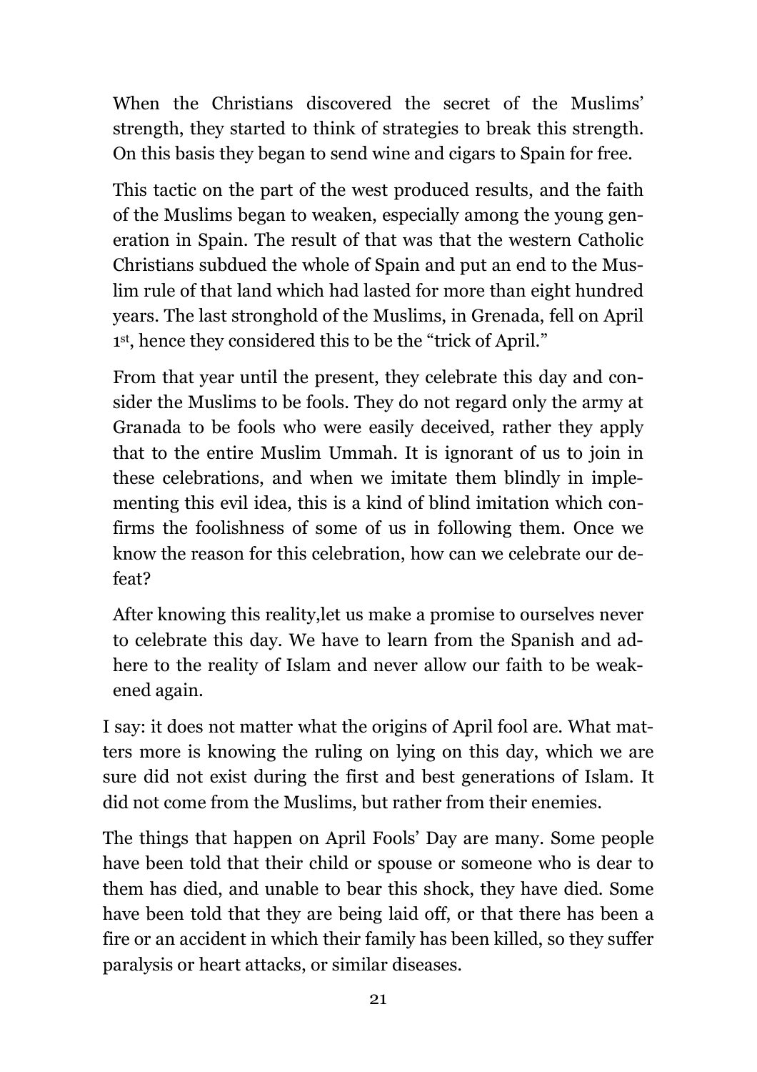> When the Christians discovered the secret of the Muslims' strength, they started to think of strategies to break this strength. On this basis they began to send wine and cigars to Spain for free.
>
> This tactic on the part of the west produced results, and the faith of the Muslims began to weaken, especially among the young generation in Spain. The result of that was that the western Catholic Christians subdued the whole of Spain and put an end to the Muslim rule of that land which had lasted for more than eight hundred years. The last stronghold of the Muslims, in Grenada, fell on April 1st, hence they considered this to be the "trick of April."
>
> From that year until the present, they celebrate this day and consider the Muslims to be fools. They do not regard only the army at Granada to be fools who were easily deceived, rather they apply that to the entire Muslim Ummah. It is ignorant of us to join in these celebrations, and when we imitate them blindly in implementing this evil idea, this is a kind of blind imitation which confirms the foolishness of some of us in following them. Once we know the reason for this celebration, how can we celebrate our defeat?
>
> After knowing this reality,let us make a promise to ourselves never to celebrate this day. We have to learn from the Spanish and adhere to the reality of Islam and never allow our faith to be weakened again.

I say: it does not matter what the origins of April fool are. What matters more is knowing the ruling on lying on this day, which we are sure did not exist during the first and best generations of Islam. It did not come from the Muslims, but rather from their enemies.

The things that happen on April Fools' Day are many. Some people have been told that their child or spouse or someone who is dear to them has died, and unable to bear this shock, they have died. Some have been told that they are being laid off, or that there has been a fire or an accident in which their family has been killed, so they suffer paralysis or heart attacks, or similar diseases.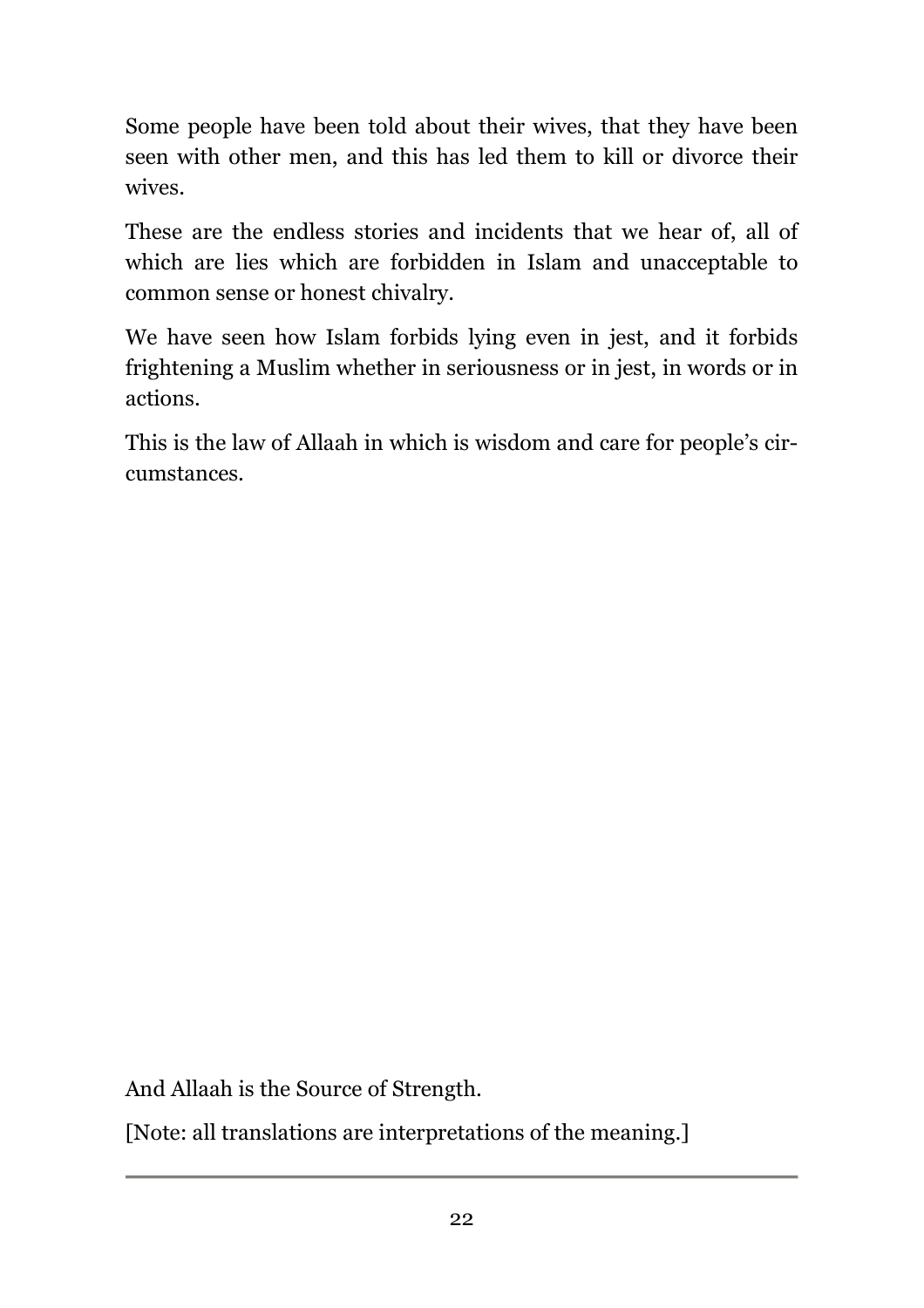Some people have been told about their wives, that they have been seen with other men, and this has led them to kill or divorce their wives.

These are the endless stories and incidents that we hear of, all of which are lies which are forbidden in Islam and unacceptable to common sense or honest chivalry.

We have seen how Islam forbids lying even in jest, and it forbids frightening a Muslim whether in seriousness or in jest, in words or in actions.

This is the law of Allaah in which is wisdom and care for people's circumstances.

And Allaah is the Source of Strength.

[Note: all translations are interpretations of the meaning.]